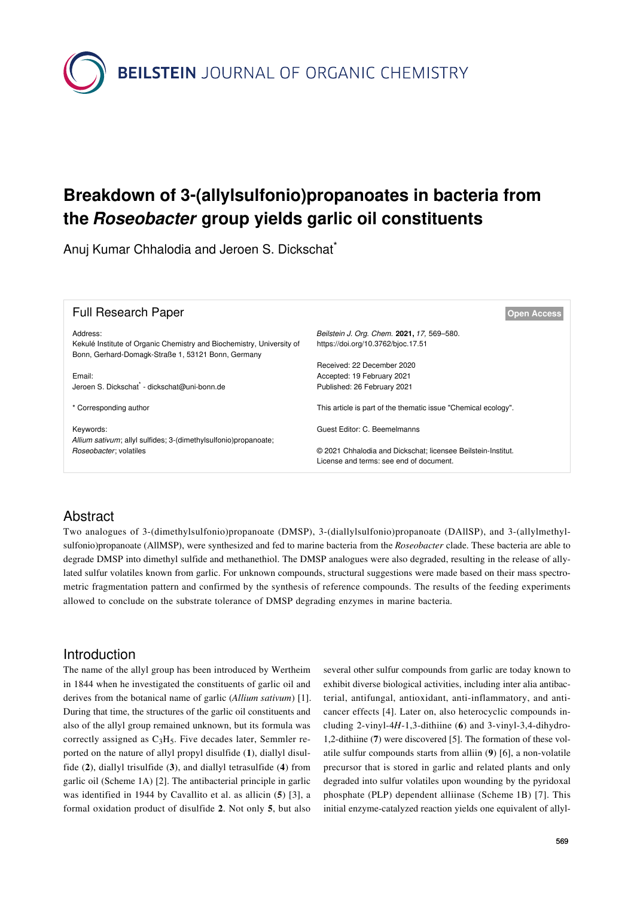# Breakdown of 3-(allylsulfonio)propanoates in bacteria from the *Roseobacter* group yields garlic oil constituents

Anuj Kumar Chhalodia and Jeroen S. Dickschat*

**Full Research Paper**

Address:
Kekulé Institute of Organic Chemistry and Biochemistry, University of Bonn, Gerhard-Domagk-Straße 1, 53121 Bonn, Germany

Email:
Jeroen S. Dickschat* - dickschat@uni-bonn.de

\* Corresponding author

Keywords:
*Allium sativum*; allyl sulfides; 3-(dimethylsulfonio)propanoate; *Roseobacter*; volatiles

*Beilstein J. Org. Chem.* **2021,** *17,* 569–580.
https://doi.org/10.3762/bjoc.17.51

Received: 22 December 2020
Accepted: 19 February 2021
Published: 26 February 2021

This article is part of the thematic issue "Chemical ecology".

Guest Editor: C. Beemelmanns

© 2021 Chhalodia and Dickschat; licensee Beilstein-Institut.
License and terms: see end of document.

Open Access

## Abstract

Two analogues of 3-(dimethylsulfonio)propanoate (DMSP), 3-(diallylsulfonio)propanoate (DAllSP), and 3-(allylmethylsulfonio)propanoate (AllMSP), were synthesized and fed to marine bacteria from the *Roseobacter* clade. These bacteria are able to degrade DMSP into dimethyl sulfide and methanethiol. The DMSP analogues were also degraded, resulting in the release of allylated sulfur volatiles known from garlic. For unknown compounds, structural suggestions were made based on their mass spectrometric fragmentation pattern and confirmed by the synthesis of reference compounds. The results of the feeding experiments allowed to conclude on the substrate tolerance of DMSP degrading enzymes in marine bacteria.

## Introduction

The name of the allyl group has been introduced by Wertheim in 1844 when he investigated the constituents of garlic oil and derives from the botanical name of garlic (*Allium sativum*) [1]. During that time, the structures of the garlic oil constituents and also of the allyl group remained unknown, but its formula was correctly assigned as $C_3H_5$. Five decades later, Semmler reported on the nature of allyl propyl disulfide (**1**), diallyl disulfide (**2**), diallyl trisulfide (**3**), and diallyl tetrasulfide (**4**) from garlic oil (Scheme 1A) [2]. The antibacterial principle in garlic was identified in 1944 by Cavallito et al. as allicin (**5**) [3], a formal oxidation product of disulfide **2**. Not only **5**, but also several other sulfur compounds from garlic are today known to exhibit diverse biological activities, including inter alia antibacterial, antifungal, antioxidant, anti-inflammatory, and anticancer effects [4]. Later on, also heterocyclic compounds including 2-vinyl-4*H*-1,3-dithiine (**6**) and 3-vinyl-3,4-dihydro-1,2-dithiine (**7**) were discovered [5]. The formation of these volatile sulfur compounds starts from alliin (**9**) [6], a non-volatile precursor that is stored in garlic and related plants and only degraded into sulfur volatiles upon wounding by the pyridoxal phosphate (PLP) dependent alliinase (Scheme 1B) [7]. This initial enzyme-catalyzed reaction yields one equivalent of allyl-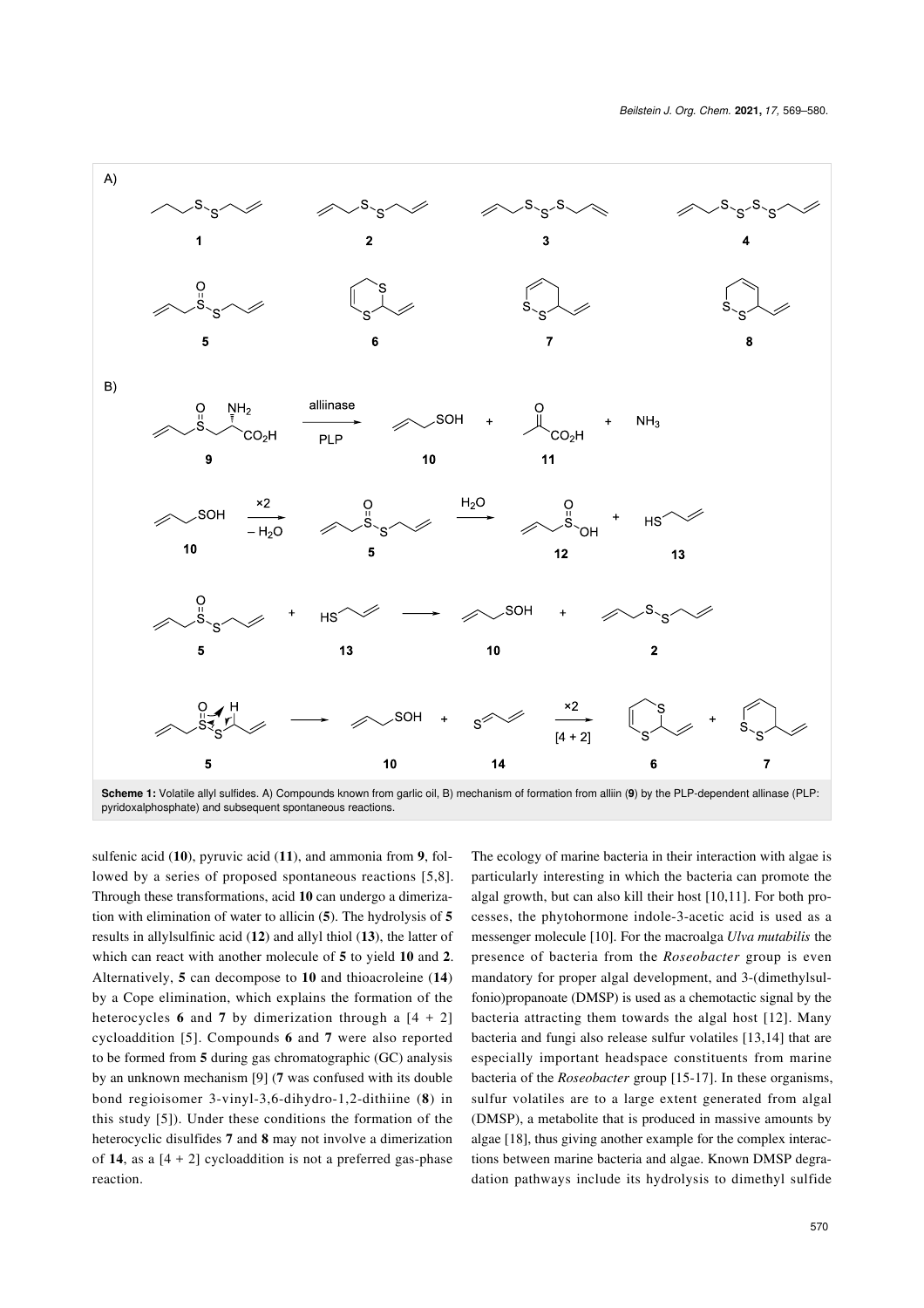**Scheme 1:** Volatile allyl sulfides. A) Compounds known from garlic oil, B) mechanism of formation from alliin (**9**) by the PLP-dependent allinase (PLP: pyridoxalphosphate) and subsequent spontaneous reactions.

sulfenic acid (**10**), pyruvic acid (**11**), and ammonia from **9**, followed by a series of proposed spontaneous reactions [5,8]. Through these transformations, acid **10** can undergo a dimerization with elimination of water to allicin (**5**). The hydrolysis of **5** results in allylsulfinic acid (**12**) and allyl thiol (**13**), the latter of which can react with another molecule of **5** to yield **10** and **2**. Alternatively, **5** can decompose to **10** and thioacroleine (**14**) by a Cope elimination, which explains the formation of the heterocycles **6** and **7** by dimerization through a [4 + 2] cycloaddition [5]. Compounds **6** and **7** were also reported to be formed from **5** during gas chromatographic (GC) analysis by an unknown mechanism [9] (**7** was confused with its double bond regioisomer 3-vinyl-3,6-dihydro-1,2-dithiine (**8**) in this study [5]). Under these conditions the formation of the heterocyclic disulfides **7** and **8** may not involve a dimerization of **14**, as a [4 + 2] cycloaddition is not a preferred gas-phase reaction.

The ecology of marine bacteria in their interaction with algae is particularly interesting in which the bacteria can promote the algal growth, but can also kill their host [10,11]. For both processes, the phytohormone indole-3-acetic acid is used as a messenger molecule [10]. For the macroalga *Ulva mutabilis* the presence of bacteria from the *Roseobacter* group is even mandatory for proper algal development, and 3-(dimethylsulfonio)propanoate (DMSP) is used as a chemotactic signal by the bacteria attracting them towards the algal host [12]. Many bacteria and fungi also release sulfur volatiles [13,14] that are especially important headspace constituents from marine bacteria of the *Roseobacter* group [15-17]. In these organisms, sulfur volatiles are to a large extent generated from algal (DMSP), a metabolite that is produced in massive amounts by algae [18], thus giving another example for the complex interactions between marine bacteria and algae. Known DMSP degradation pathways include its hydrolysis to dimethyl sulfide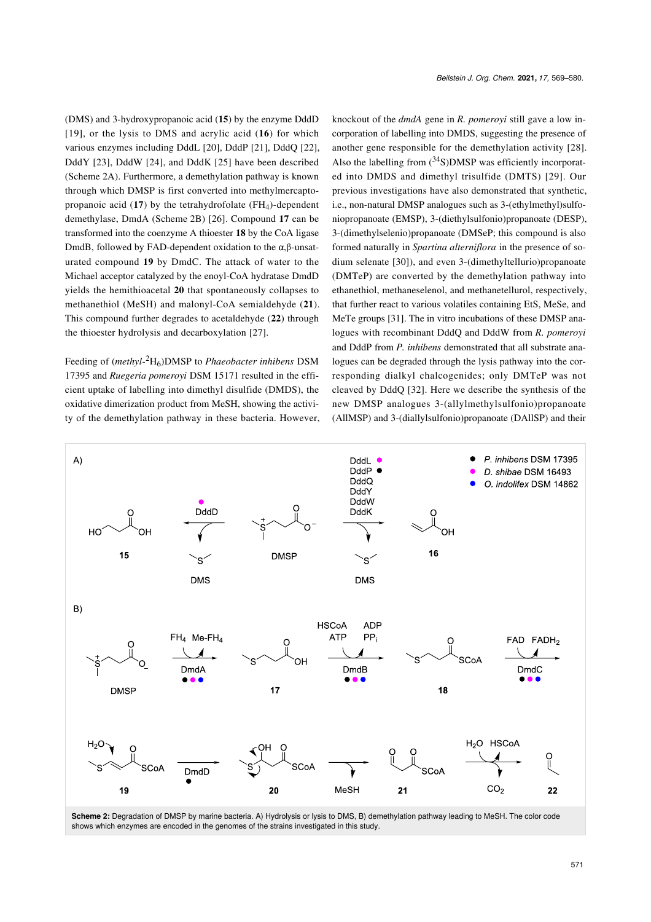(DMS) and 3-hydroxypropanoic acid (**15**) by the enzyme DddD [19], or the lysis to DMS and acrylic acid (**16**) for which various enzymes including DddL [20], DddP [21], DddQ [22], DddY [23], DddW [24], and DddK [25] have been described (Scheme 2A). Furthermore, a demethylation pathway is known through which DMSP is first converted into methylmercaptopropanoic acid (**17**) by the tetrahydrofolate ($FH_4$)-dependent demethylase, DmdA (Scheme 2B) [26]. Compound **17** can be transformed into the coenzyme A thioester **18** by the CoA ligase DmdB, followed by FAD-dependent oxidation to the α,β-unsaturated compound **19** by DmdC. The attack of water to the Michael acceptor catalyzed by the enoyl-CoA hydratase DmdD yields the hemithioacetal **20** that spontaneously collapses to methanethiol (MeSH) and malonyl-CoA semialdehyde (**21**). This compound further degrades to acetaldehyde (**22**) through the thioester hydrolysis and decarboxylation [27].

Feeding of (*methyl*-$^2H_6$)DMSP to *Phaeobacter inhibens* DSM 17395 and *Ruegeria pomeroyi* DSM 15171 resulted in the efficient uptake of labelling into dimethyl disulfide (DMDS), the oxidative dimerization product from MeSH, showing the activity of the demethylation pathway in these bacteria. However, knockout of the *dmdA* gene in *R. pomeroyi* still gave a low incorporation of labelling into DMDS, suggesting the presence of another gene responsible for the demethylation activity [28]. Also the labelling from ($^{34}$S)DMSP was efficiently incorporated into DMDS and dimethyl trisulfide (DMTS) [29]. Our previous investigations have also demonstrated that synthetic, i.e., non-natural DMSP analogues such as 3-(ethylmethyl)sulfoniopropanoate (EMSP), 3-(diethylsulfonio)propanoate (DESP), 3-(dimethylselenio)propanoate (DMSeP; this compound is also formed naturally in *Spartina alterniflora* in the presence of sodium selenate [30]), and even 3-(dimethyltellurio)propanoate (DMTeP) are converted by the demethylation pathway into ethanethiol, methaneselenol, and methanetellurol, respectively, that further react to various volatiles containing EtS, MeSe, and MeTe groups [31]. The in vitro incubations of these DMSP analogues with recombinant DddQ and DddW from *R. pomeroyi* and DddP from *P. inhibens* demonstrated that all substrate analogues can be degraded through the lysis pathway into the corresponding dialkyl chalcogenides; only DMTeP was not cleaved by DddQ [32]. Here we describe the synthesis of the new DMSP analogues 3-(allylmethylsulfonio)propanoate (AllMSP) and 3-(diallylsulfonio)propanoate (DAllSP) and their

**Scheme 2:** Degradation of DMSP by marine bacteria. A) Hydrolysis or lysis to DMS, B) demethylation pathway leading to MeSH. The color code shows which enzymes are encoded in the genomes of the strains investigated in this study.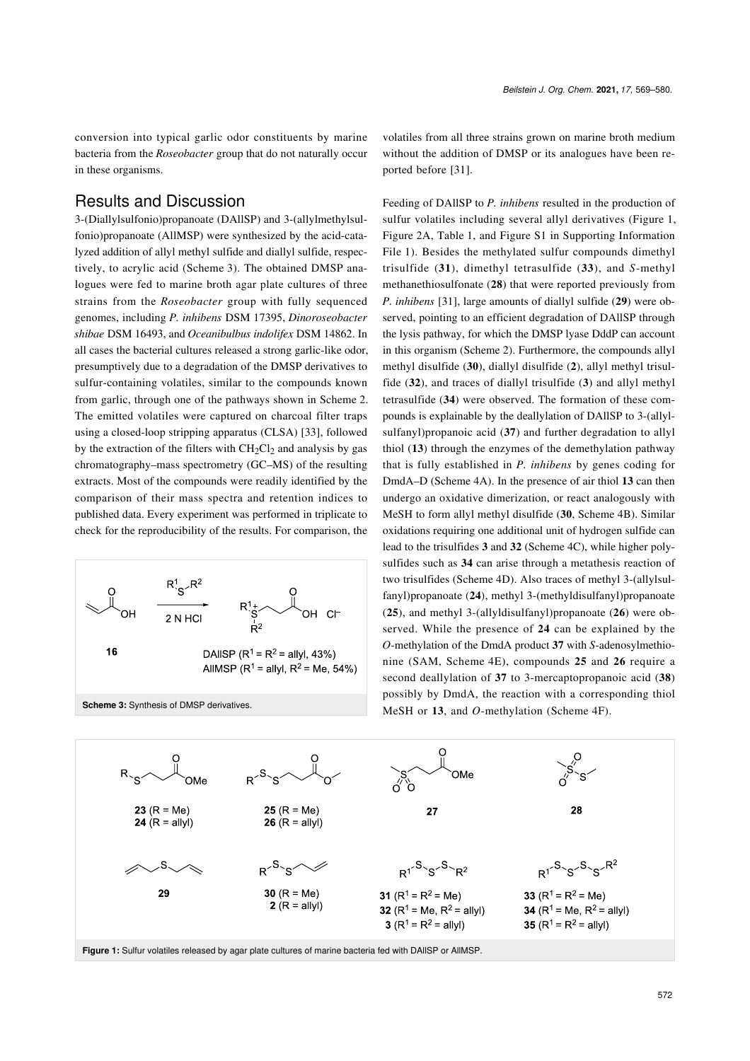conversion into typical garlic odor constituents by marine bacteria from the *Roseobacter* group that do not naturally occur in these organisms.

## Results and Discussion

3-(Diallylsulfonio)propanoate (DAllSP) and 3-(allylmethylsulfonio)propanoate (AllMSP) were synthesized by the acid-catalyzed addition of allyl methyl sulfide and diallyl sulfide, respectively, to acrylic acid (Scheme 3). The obtained DMSP analogues were fed to marine broth agar plate cultures of three strains from the *Roseobacter* group with fully sequenced genomes, including *P. inhibens* DSM 17395, *Dinoroseobacter shibae* DSM 16493, and *Oceanibulbus indolifex* DSM 14862. In all cases the bacterial cultures released a strong garlic-like odor, presumptively due to a degradation of the DMSP derivatives to sulfur-containing volatiles, similar to the compounds known from garlic, through one of the pathways shown in Scheme 2. The emitted volatiles were captured on charcoal filter traps using a closed-loop stripping apparatus (CLSA) [33], followed by the extraction of the filters with $CH_2Cl_2$ and analysis by gas chromatography–mass spectrometry (GC–MS) of the resulting extracts. Most of the compounds were readily identified by the comparison of their mass spectra and retention indices to published data. Every experiment was performed in triplicate to check for the reproducibility of the results. For comparison, the volatiles from all three strains grown on marine broth medium without the addition of DMSP or its analogues have been reported before [31].

**Scheme 3:** Synthesis of DMSP derivatives.

Feeding of DAllSP to *P. inhibens* resulted in the production of sulfur volatiles including several allyl derivatives (Figure 1, Figure 2A, Table 1, and Figure S1 in Supporting Information File 1). Besides the methylated sulfur compounds dimethyl trisulfide (**31**), dimethyl tetrasulfide (**33**), and *S*-methyl methanethiosulfonate (**28**) that were reported previously from *P. inhibens* [31], large amounts of diallyl sulfide (**29**) were observed, pointing to an efficient degradation of DAllSP through the lysis pathway, for which the DMSP lyase DddP can account in this organism (Scheme 2). Furthermore, the compounds allyl methyl disulfide (**30**), diallyl disulfide (**2**), allyl methyl trisulfide (**32**), and traces of diallyl trisulfide (**3**) and allyl methyl tetrasulfide (**34**) were observed. The formation of these compounds is explainable by the deallylation of DAllSP to 3-(allylsulfanyl)propanoic acid (**37**) and further degradation to allyl thiol (**13**) through the enzymes of the demethylation pathway that is fully established in *P. inhibens* by genes coding for DmdA–D (Scheme 4A). In the presence of air thiol **13** can then undergo an oxidative dimerization, or react analogously with MeSH to form allyl methyl disulfide (**30**, Scheme 4B). Similar oxidations requiring one additional unit of hydrogen sulfide can lead to the trisulfides **3** and **32** (Scheme 4C), while higher polysulfides such as **34** can arise through a metathesis reaction of two trisulfides (Scheme 4D). Also traces of methyl 3-(allylsulfanyl)propanoate (**24**), methyl 3-(methyldisulfanyl)propanoate (**25**), and methyl 3-(allyldisulfanyl)propanoate (**26**) were observed. While the presence of **24** can be explained by the *O*-methylation of the DmdA product **37** with *S*-adenosylmethionine (SAM, Scheme 4E), compounds **25** and **26** require a second deallylation of **37** to 3-mercaptopropanoic acid (**38**) possibly by DmdA, the reaction with a corresponding thiol MeSH or **13**, and *O*-methylation (Scheme 4F).

**Figure 1:** Sulfur volatiles released by agar plate cultures of marine bacteria fed with DAllSP or AllMSP.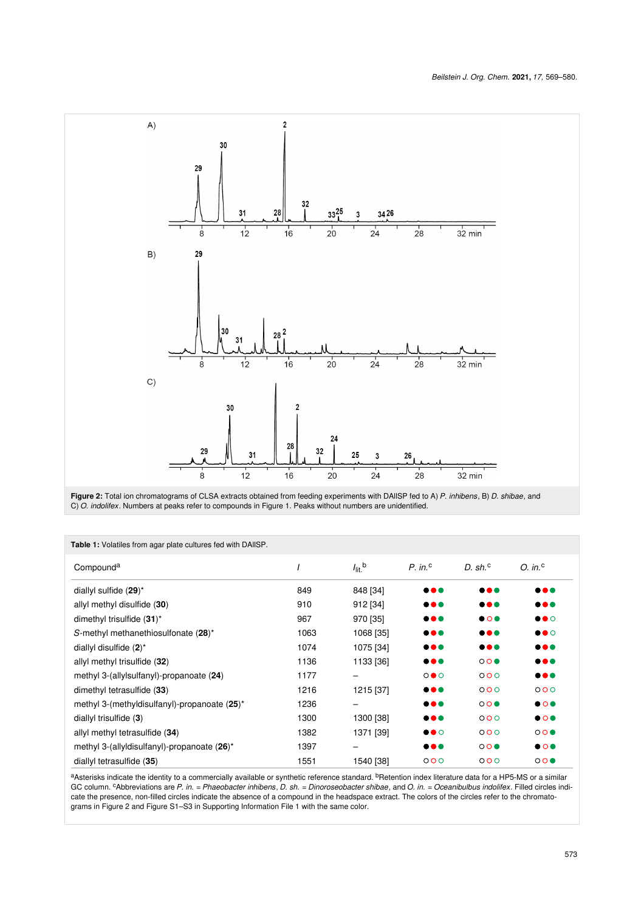**Figure 2:** Total ion chromatograms of CLSA extracts obtained from feeding experiments with DAllSP fed to A) *P. inhibens*, B) *D. shibae*, and C) *O. indolifex*. Numbers at peaks refer to compounds in Figure 1. Peaks without numbers are unidentified.

**Table 1:** Volatiles from agar plate cultures fed with DAllSP.

| Compound[a] | *I* | $I_{lit.}$[b] | *P. in.*[c] | *D. sh.*[c] | *O. in.*[c] |
|---|---|---|---|---|---|
| diallyl sulfide (**29**)* | 849 | 848 [34] | ●●● | ●●● | ●●● |
| allyl methyl disulfide (**30**) | 910 | 912 [34] | ●●● | ●●● | ●●● |
| dimethyl trisulfide (**31**)* | 967 | 970 [35] | ●●● | ●○● | ●●○ |
| *S*-methyl methanethiosulfonate (**28**)* | 1063 | 1068 [35] | ●●● | ●●● | ●●○ |
| diallyl disulfide (**2**)* | 1074 | 1075 [34] | ●●● | ●●● | ●●● |
| allyl methyl trisulfide (**32**) | 1136 | 1133 [36] | ●●● | ○○● | ●●● |
| methyl 3-(allylsulfanyl)-propanoate (**24**) | 1177 | – | ○●○ | ○○○ | ●●● |
| dimethyl tetrasulfide (**33**) | 1216 | 1215 [37] | ●●● | ○○○ | ○○○ |
| methyl 3-(methyldisulfanyl)-propanoate (**25**)* | 1236 | – | ●●● | ○○● | ●○● |
| diallyl trisulfide (**3**) | 1300 | 1300 [38] | ●●● | ○○○ | ●○● |
| allyl methyl tetrasulfide (**34**) | 1382 | 1371 [39] | ●●○ | ○○○ | ○○● |
| methyl 3-(allyldisulfanyl)-propanoate (**26**)* | 1397 | – | ●●● | ○○● | ●○● |
| diallyl tetrasulfide (**35**) | 1551 | 1540 [38] | ○○○ | ○○○ | ○○● |

[a]Asterisks indicate the identity to a commercially available or synthetic reference standard. [b]Retention index literature data for a HP5-MS or a similar GC column. [c]Abbreviations are *P. in.* = *Phaeobacter inhibens*, *D. sh.* = *Dinoroseobacter shibae*, and *O. in.* = *Oceanibulbus indolifex*. Filled circles indicate the presence, non-filled circles indicate the absence of a compound in the headspace extract. The colors of the circles refer to the chromatograms in Figure 2 and Figure S1–S3 in Supporting Information File 1 with the same color.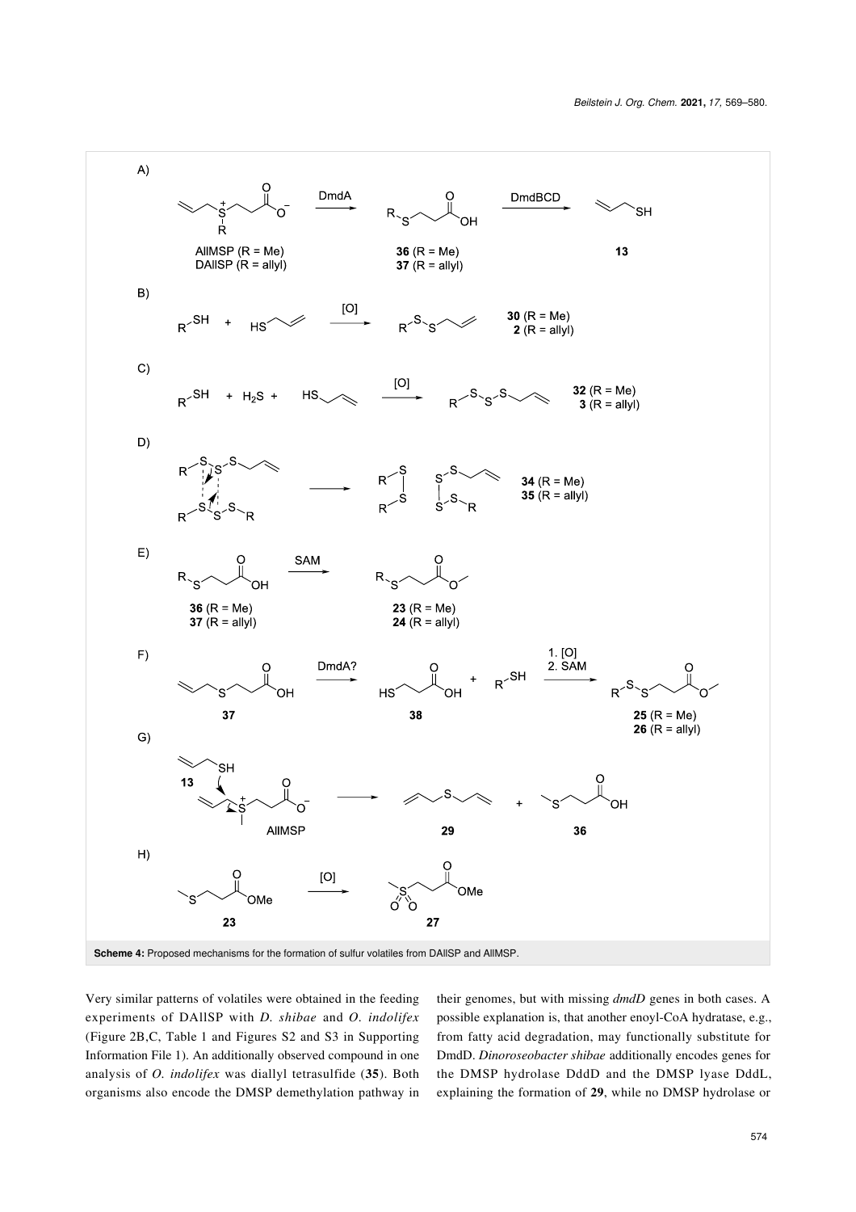**Scheme 4:** Proposed mechanisms for the formation of sulfur volatiles from DAllSP and AllMSP.

Very similar patterns of volatiles were obtained in the feeding experiments of DAllSP with *D. shibae* and *O. indolifex* (Figure 2B,C, Table 1 and Figures S2 and S3 in Supporting Information File 1). An additionally observed compound in one analysis of *O. indolifex* was diallyl tetrasulfide (**35**). Both organisms also encode the DMSP demethylation pathway in their genomes, but with missing *dmdD* genes in both cases. A possible explanation is, that another enoyl-CoA hydratase, e.g., from fatty acid degradation, may functionally substitute for DmdD. *Dinoroseobacter shibae* additionally encodes genes for the DMSP hydrolase DddD and the DMSP lyase DddL, explaining the formation of **29**, while no DMSP hydrolase or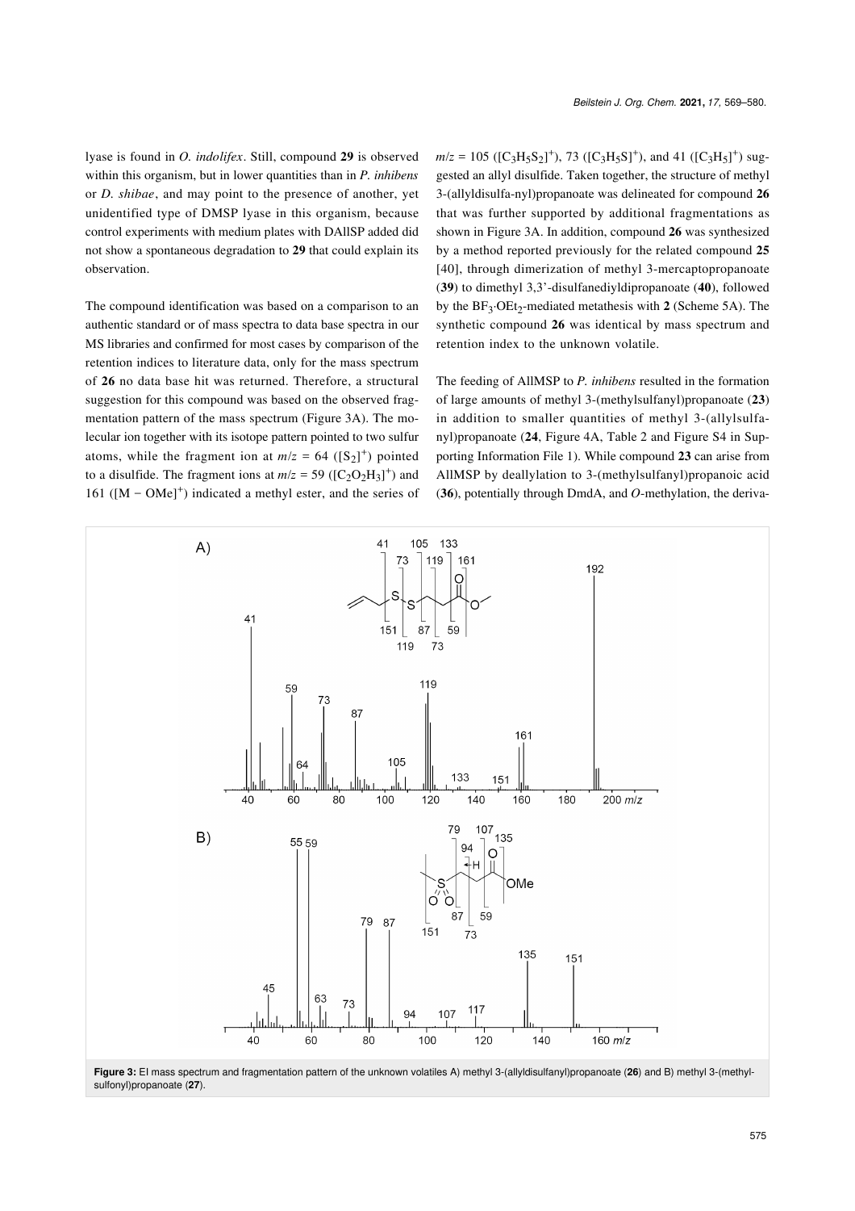lyase is found in *O. indolifex*. Still, compound **29** is observed within this organism, but in lower quantities than in *P. inhibens* or *D. shibae*, and may point to the presence of another, yet unidentified type of DMSP lyase in this organism, because control experiments with medium plates with DAllSP added did not show a spontaneous degradation to **29** that could explain its observation.

The compound identification was based on a comparison to an authentic standard or of mass spectra to data base spectra in our MS libraries and confirmed for most cases by comparison of the retention indices to literature data, only for the mass spectrum of **26** no data base hit was returned. Therefore, a structural suggestion for this compound was based on the observed fragmentation pattern of the mass spectrum (Figure 3A). The molecular ion together with its isotope pattern pointed to two sulfur atoms, while the fragment ion at $m/z$ = 64 ($[S_2]^+$) pointed to a disulfide. The fragment ions at $m/z$ = 59 ($[C_2O_2H_3]^+$) and 161 ($[M - OMe]^+$) indicated a methyl ester, and the series of $m/z$ = 105 ($[C_3H_5S_2]^+$), 73 ($[C_3H_5S]^+$), and 41 ($[C_3H_5]^+$) suggested an allyl disulfide. Taken together, the structure of methyl 3-(allyldisulfa-nyl)propanoate was delineated for compound **26** that was further supported by additional fragmentations as shown in Figure 3A. In addition, compound **26** was synthesized by a method reported previously for the related compound **25** [40], through dimerization of methyl 3-mercaptopropanoate (**39**) to dimethyl 3,3'-disulfanediyldipropanoate (**40**), followed by the $BF_3{\cdot}OEt_2$-mediated metathesis with **2** (Scheme 5A). The synthetic compound **26** was identical by mass spectrum and retention index to the unknown volatile.

The feeding of AllMSP to *P. inhibens* resulted in the formation of large amounts of methyl 3-(methylsulfanyl)propanoate (**23**) in addition to smaller quantities of methyl 3-(allylsulfanyl)propanoate (**24**, Figure 4A, Table 2 and Figure S4 in Supporting Information File 1). While compound **23** can arise from AllMSP by deallylation to 3-(methylsulfanyl)propanoic acid (**36**), potentially through DmdA, and *O*-methylation, the deriva-

**Figure 3:** EI mass spectrum and fragmentation pattern of the unknown volatiles A) methyl 3-(allyldisulfanyl)propanoate (**26**) and B) methyl 3-(methylsulfonyl)propanoate (**27**).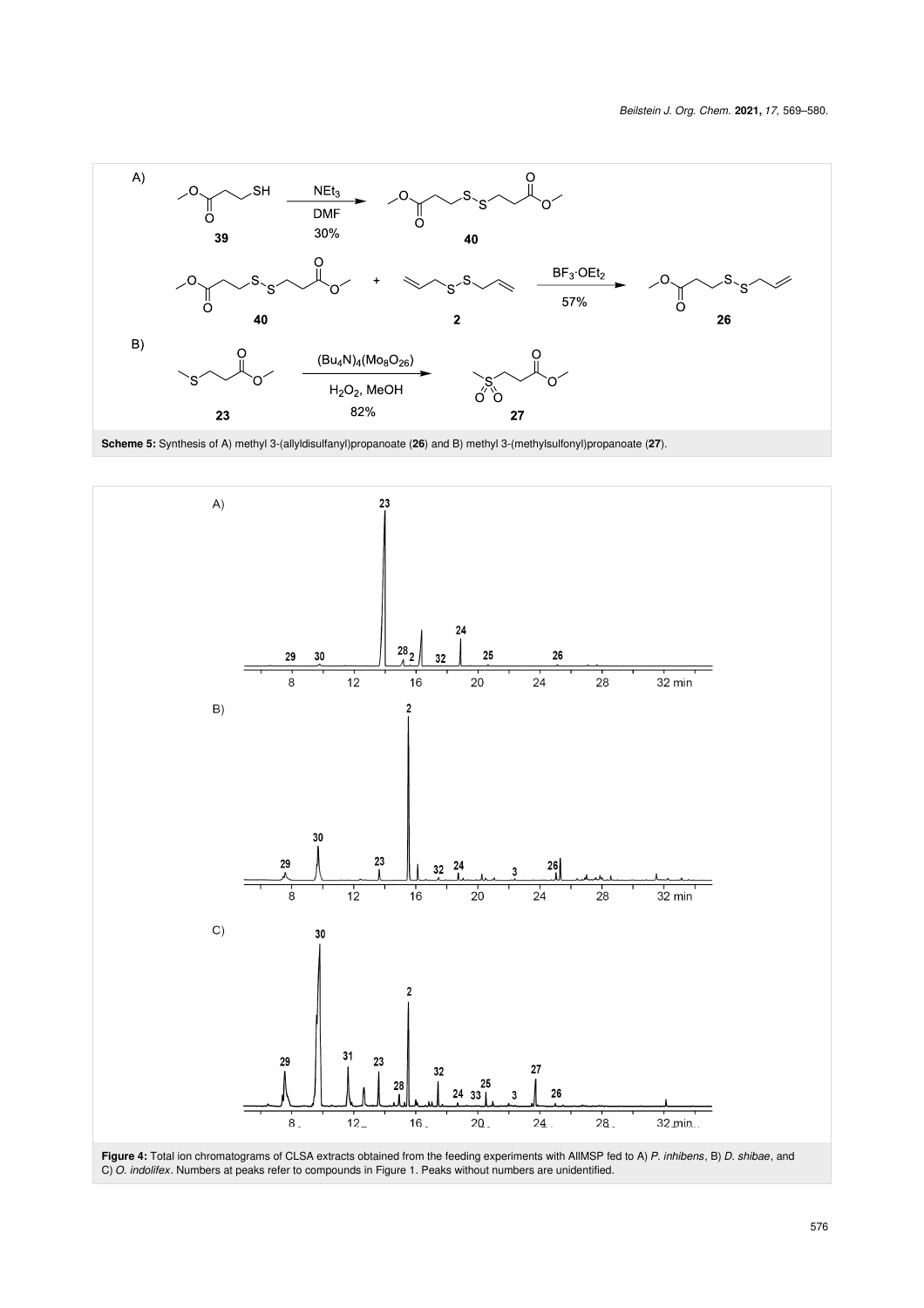Scheme 5: Synthesis of A) methyl 3-(allyldisulfanyl)propanoate (**26**) and B) methyl 3-(methylsulfonyl)propanoate (**27**).

Figure 4: Total ion chromatograms of CLSA extracts obtained from the feeding experiments with AllMSP fed to A) *P. inhibens*, B) *D. shibae*, and C) *O. indolifex*. Numbers at peaks refer to compounds in Figure 1. Peaks without numbers are unidentified.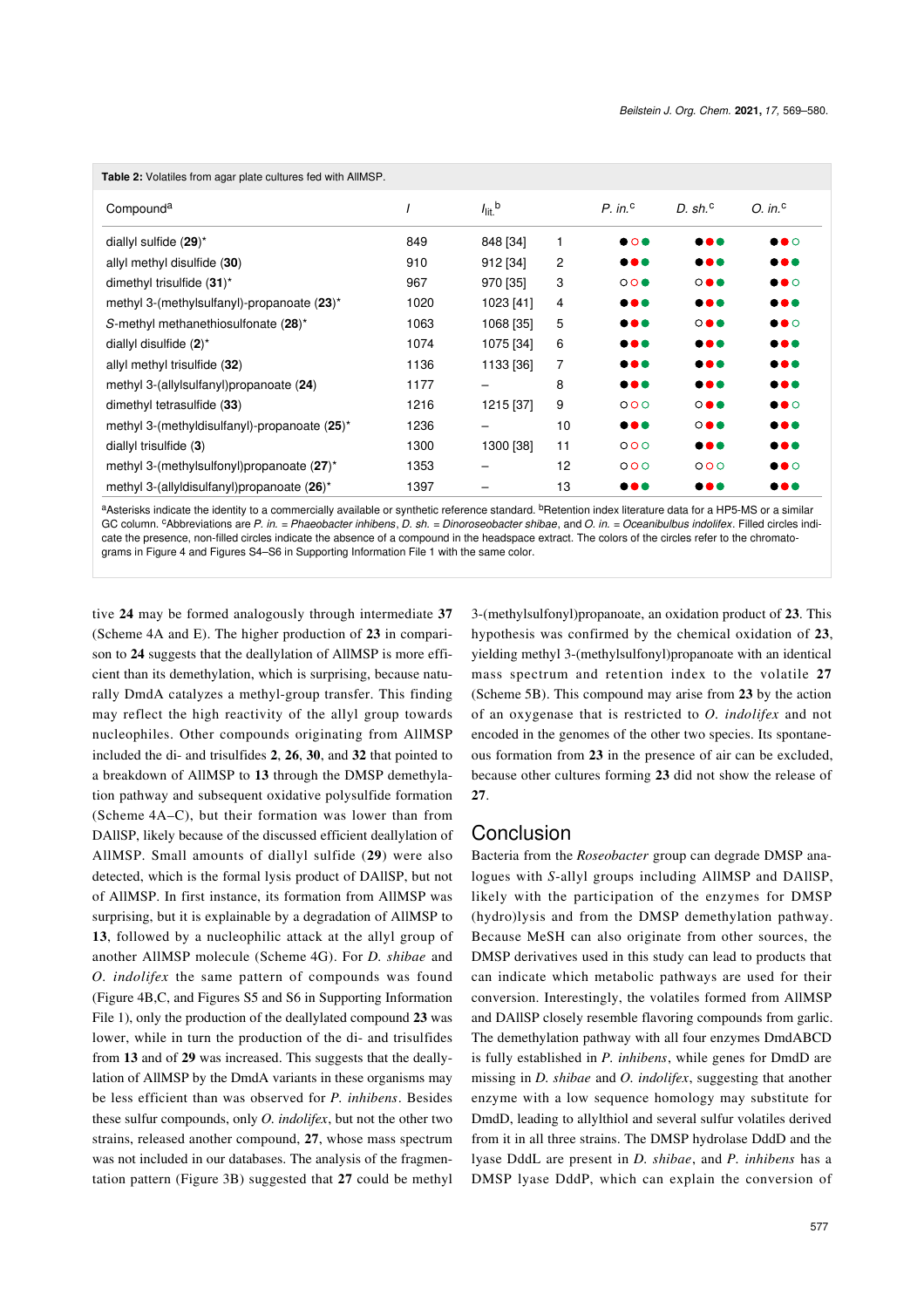**Table 2:** Volatiles from agar plate cultures fed with AllMSP.

| Compound[a] | *I* | $I_{lit.}$[b] | | *P. in.*[c] | *D. sh.*[c] | *O. in.*[c] |
|---|---|---|---|---|---|---|
| diallyl sulfide (**29**)* | 849 | 848 [34] | 1 | ●○● | ●●● | ●●○ |
| allyl methyl disulfide (**30**) | 910 | 912 [34] | 2 | ●●● | ●●● | ●●● |
| dimethyl trisulfide (**31**)* | 967 | 970 [35] | 3 | ○○● | ○●● | ●●○ |
| methyl 3-(methylsulfanyl)-propanoate (**23**)* | 1020 | 1023 [41] | 4 | ●●● | ●●● | ●●● |
| *S*-methyl methanethiosulfonate (**28**)* | 1063 | 1068 [35] | 5 | ●●● | ○●● | ●●○ |
| diallyl disulfide (**2**)* | 1074 | 1075 [34] | 6 | ●●● | ●●● | ●●● |
| allyl methyl trisulfide (**32**) | 1136 | 1133 [36] | 7 | ●●● | ●●● | ●●● |
| methyl 3-(allylsulfanyl)propanoate (**24**) | 1177 | – | 8 | ●●● | ●●● | ●●● |
| dimethyl tetrasulfide (**33**) | 1216 | 1215 [37] | 9 | ○○○ | ○●● | ●●○ |
| methyl 3-(methyldisulfanyl)-propanoate (**25**)* | 1236 | – | 10 | ●●● | ○●● | ●●● |
| diallyl trisulfide (**3**) | 1300 | 1300 [38] | 11 | ○○○ | ●●● | ●●● |
| methyl 3-(methylsulfonyl)propanoate (**27**)* | 1353 | – | 12 | ○○○ | ○○○ | ●●○ |
| methyl 3-(allyldisulfanyl)propanoate (**26**)* | 1397 | – | 13 | ●●● | ●●● | ●●● |

[a]Asterisks indicate the identity to a commercially available or synthetic reference standard. [b]Retention index literature data for a HP5-MS or a similar GC column. [c]Abbreviations are *P. in.* = *Phaeobacter inhibens*, *D. sh.* = *Dinoroseobacter shibae*, and *O. in.* = *Oceanibulbus indolifex*. Filled circles indicate the presence, non-filled circles indicate the absence of a compound in the headspace extract. The colors of the circles refer to the chromatograms in Figure 4 and Figures S4–S6 in Supporting Information File 1 with the same color.

tive **24** may be formed analogously through intermediate **37** (Scheme 4A and E). The higher production of **23** in comparison to **24** suggests that the deallylation of AllMSP is more efficient than its demethylation, which is surprising, because naturally DmdA catalyzes a methyl-group transfer. This finding may reflect the high reactivity of the allyl group towards nucleophiles. Other compounds originating from AllMSP included the di- and trisulfides **2**, **26**, **30**, and **32** that pointed to a breakdown of AllMSP to **13** through the DMSP demethylation pathway and subsequent oxidative polysulfide formation (Scheme 4A–C), but their formation was lower than from DAllSP, likely because of the discussed efficient deallylation of AllMSP. Small amounts of diallyl sulfide (**29**) were also detected, which is the formal lysis product of DAllSP, but not of AllMSP. In first instance, its formation from AllMSP was surprising, but it is explainable by a degradation of AllMSP to **13**, followed by a nucleophilic attack at the allyl group of another AllMSP molecule (Scheme 4G). For *D. shibae* and *O. indolifex* the same pattern of compounds was found (Figure 4B,C, and Figures S5 and S6 in Supporting Information File 1), only the production of the deallylated compound **23** was lower, while in turn the production of the di- and trisulfides from **13** and of **29** was increased. This suggests that the deallylation of AllMSP by the DmdA variants in these organisms may be less efficient than was observed for *P. inhibens*. Besides these sulfur compounds, only *O. indolifex*, but not the other two strains, released another compound, **27**, whose mass spectrum was not included in our databases. The analysis of the fragmentation pattern (Figure 3B) suggested that **27** could be methyl 3-(methylsulfonyl)propanoate, an oxidation product of **23**. This hypothesis was confirmed by the chemical oxidation of **23**, yielding methyl 3-(methylsulfonyl)propanoate with an identical mass spectrum and retention index to the volatile **27** (Scheme 5B). This compound may arise from **23** by the action of an oxygenase that is restricted to *O. indolifex* and not encoded in the genomes of the other two species. Its spontaneous formation from **23** in the presence of air can be excluded, because other cultures forming **23** did not show the release of **27**.

## Conclusion

Bacteria from the *Roseobacter* group can degrade DMSP analogues with *S*-allyl groups including AllMSP and DAllSP, likely with the participation of the enzymes for DMSP (hydro)lysis and from the DMSP demethylation pathway. Because MeSH can also originate from other sources, the DMSP derivatives used in this study can lead to products that can indicate which metabolic pathways are used for their conversion. Interestingly, the volatiles formed from AllMSP and DAllSP closely resemble flavoring compounds from garlic. The demethylation pathway with all four enzymes DmdABCD is fully established in *P. inhibens*, while genes for DmdD are missing in *D. shibae* and *O. indolifex*, suggesting that another enzyme with a low sequence homology may substitute for DmdD, leading to allylthiol and several sulfur volatiles derived from it in all three strains. The DMSP hydrolase DddD and the lyase DddL are present in *D. shibae*, and *P. inhibens* has a DMSP lyase DddP, which can explain the conversion of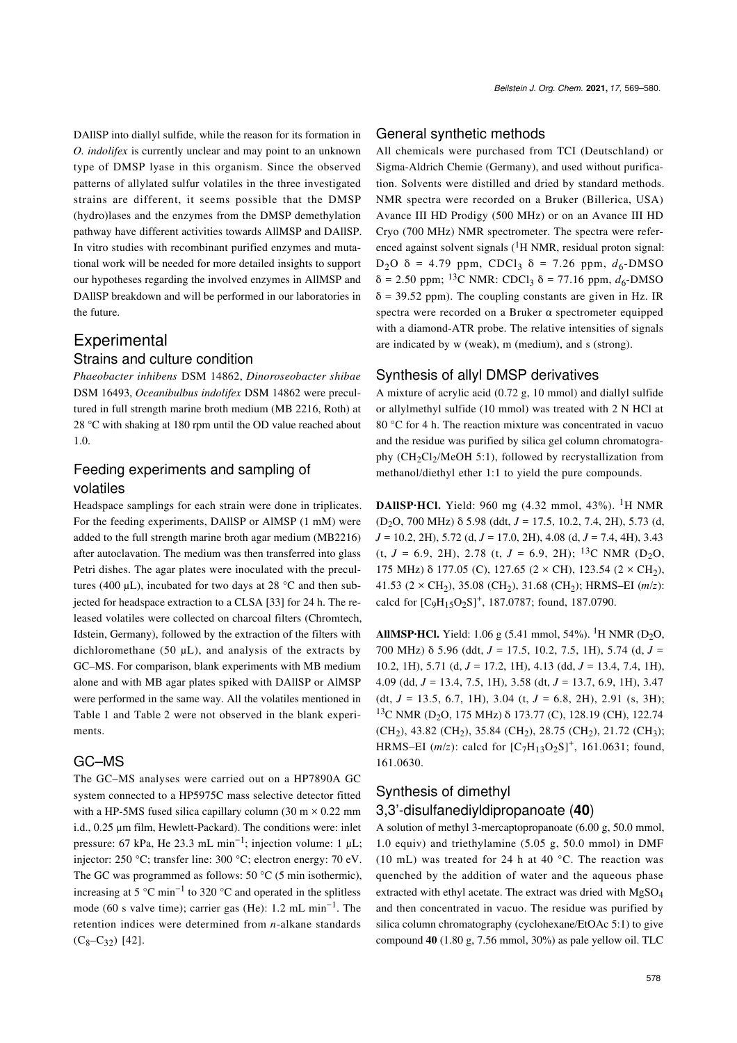DAllSP into diallyl sulfide, while the reason for its formation in *O. indolifex* is currently unclear and may point to an unknown type of DMSP lyase in this organism. Since the observed patterns of allylated sulfur volatiles in the three investigated strains are different, it seems possible that the DMSP (hydro)lases and the enzymes from the DMSP demethylation pathway have different activities towards AllMSP and DAllSP. In vitro studies with recombinant purified enzymes and mutational work will be needed for more detailed insights to support our hypotheses regarding the involved enzymes in AllMSP and DAllSP breakdown and will be performed in our laboratories in the future.

# Experimental

## Strains and culture condition

*Phaeobacter inhibens* DSM 14862, *Dinoroseobacter shibae* DSM 16493, *Oceanibulbus indolifex* DSM 14862 were precultured in full strength marine broth medium (MB 2216, Roth) at 28 °C with shaking at 180 rpm until the OD value reached about 1.0.

## Feeding experiments and sampling of volatiles

Headspace samplings for each strain were done in triplicates. For the feeding experiments, DAllSP or AlMSP (1 mM) were added to the full strength marine broth agar medium (MB2216) after autoclavation. The medium was then transferred into glass Petri dishes. The agar plates were inoculated with the precultures (400 µL), incubated for two days at 28 °C and then subjected for headspace extraction to a CLSA [33] for 24 h. The released volatiles were collected on charcoal filters (Chromtech, Idstein, Germany), followed by the extraction of the filters with dichloromethane (50 µL), and analysis of the extracts by GC–MS. For comparison, blank experiments with MB medium alone and with MB agar plates spiked with DAllSP or AlMSP were performed in the same way. All the volatiles mentioned in Table 1 and Table 2 were not observed in the blank experiments.

## GC–MS

The GC–MS analyses were carried out on a HP7890A GC system connected to a HP5975C mass selective detector fitted with a HP-5MS fused silica capillary column (30 m × 0.22 mm i.d., 0.25 µm film, Hewlett-Packard). The conditions were: inlet pressure: 67 kPa, He 23.3 mL $min^{-1}$; injection volume: 1 µL; injector: 250 °C; transfer line: 300 °C; electron energy: 70 eV. The GC was programmed as follows: 50 °C (5 min isothermic), increasing at 5 °C $min^{-1}$ to 320 °C and operated in the splitless mode (60 s valve time); carrier gas (He): 1.2 mL $min^{-1}$. The retention indices were determined from *n*-alkane standards ($C_8$–$C_{32}$) [42].

## General synthetic methods

All chemicals were purchased from TCI (Deutschland) or Sigma-Aldrich Chemie (Germany), and used without purification. Solvents were distilled and dried by standard methods. NMR spectra were recorded on a Bruker (Billerica, USA) Avance III HD Prodigy (500 MHz) or on an Avance III HD Cryo (700 MHz) NMR spectrometer. The spectra were referenced against solvent signals ($^1$H NMR, residual proton signal: $D_2O$ δ = 4.79 ppm, $CDCl_3$ δ = 7.26 ppm, $d_6$-DMSO δ = 2.50 ppm; $^{13}$C NMR: $CDCl_3$ δ = 77.16 ppm, $d_6$-DMSO δ = 39.52 ppm). The coupling constants are given in Hz. IR spectra were recorded on a Bruker α spectrometer equipped with a diamond-ATR probe. The relative intensities of signals are indicated by w (weak), m (medium), and s (strong).

## Synthesis of allyl DMSP derivatives

A mixture of acrylic acid (0.72 g, 10 mmol) and diallyl sulfide or allylmethyl sulfide (10 mmol) was treated with 2 N HCl at 80 °C for 4 h. The reaction mixture was concentrated in vacuo and the residue was purified by silica gel column chromatography ($CH_2Cl_2$/MeOH 5:1), followed by recrystallization from methanol/diethyl ether 1:1 to yield the pure compounds.

**DAllSP·HCl.** Yield: 960 mg (4.32 mmol, 43%). $^1$H NMR ($D_2O$, 700 MHz) δ 5.98 (ddt, *J* = 17.5, 10.2, 7.4, 2H), 5.73 (d, *J* = 10.2, 2H), 5.72 (d, *J* = 17.0, 2H), 4.08 (d, *J* = 7.4, 4H), 3.43 (t, *J* = 6.9, 2H), 2.78 (t, *J* = 6.9, 2H); $^{13}$C NMR ($D_2O$, 175 MHz) δ 177.05 (C), 127.65 (2 × CH), 123.54 (2 × $CH_2$), 41.53 (2 × $CH_2$), 35.08 ($CH_2$), 31.68 ($CH_2$); HRMS–EI (*m*/*z*): calcd for $[C_9H_{15}O_2S]^+$, 187.0787; found, 187.0790.

**AllMSP·HCl.** Yield: 1.06 g (5.41 mmol, 54%). $^1$H NMR ($D_2O$, 700 MHz) δ 5.96 (ddt, *J* = 17.5, 10.2, 7.5, 1H), 5.74 (d, *J* = 10.2, 1H), 5.71 (d, *J* = 17.2, 1H), 4.13 (dd, *J* = 13.4, 7.4, 1H), 4.09 (dd, *J* = 13.4, 7.5, 1H), 3.58 (dt, *J* = 13.7, 6.9, 1H), 3.47 (dt, *J* = 13.5, 6.7, 1H), 3.04 (t, *J* = 6.8, 2H), 2.91 (s, 3H); $^{13}$C NMR ($D_2O$, 175 MHz) δ 173.77 (C), 128.19 (CH), 122.74 ($CH_2$), 43.82 ($CH_2$), 35.84 ($CH_2$), 28.75 ($CH_2$), 21.72 ($CH_3$); HRMS–EI (*m*/*z*): calcd for $[C_7H_{13}O_2S]^+$, 161.0631; found, 161.0630.

## Synthesis of dimethyl 3,3'-disulfanediyldipropanoate (40)

A solution of methyl 3-mercaptopropanoate (6.00 g, 50.0 mmol, 1.0 equiv) and triethylamine (5.05 g, 50.0 mmol) in DMF (10 mL) was treated for 24 h at 40 °C. The reaction was quenched by the addition of water and the aqueous phase extracted with ethyl acetate. The extract was dried with $MgSO_4$ and then concentrated in vacuo. The residue was purified by silica column chromatography (cyclohexane/EtOAc 5:1) to give compound **40** (1.80 g, 7.56 mmol, 30%) as pale yellow oil. TLC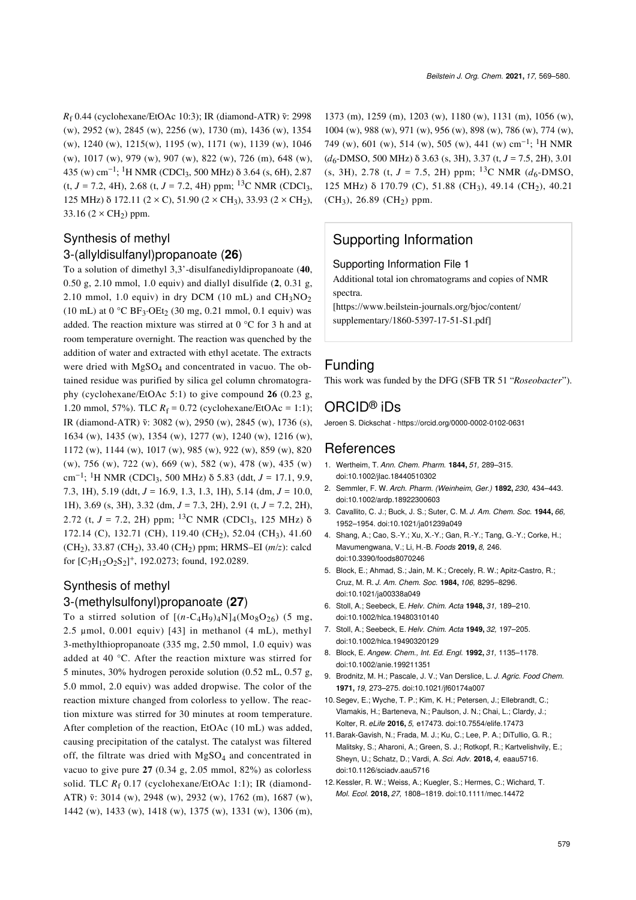$R_f$ 0.44 (cyclohexane/EtOAc 10:3); IR (diamond-ATR) ṽ: 2998 (w), 2952 (w), 2845 (w), 2256 (w), 1730 (m), 1436 (w), 1354 (w), 1240 (w), 1215(w), 1195 (w), 1171 (w), 1139 (w), 1046 (w), 1017 (w), 979 (w), 907 (w), 822 (w), 726 (m), 648 (w), 435 (w) $cm^{-1}$; $^1H$ NMR ($CDCl_3$, 500 MHz) δ 3.64 (s, 6H), 2.87 (t, $J$ = 7.2, 4H), 2.68 (t, $J$ = 7.2, 4H) ppm; $^{13}C$ NMR ($CDCl_3$, 125 MHz) δ 172.11 (2 × C), 51.90 (2 × $CH_3$), 33.93 (2 × $CH_2$), 33.16 (2 × $CH_2$) ppm.

### Synthesis of methyl 3-(allyldisulfanyl)propanoate (**26**)

To a solution of dimethyl 3,3'-disulfanediyldipropanoate (**40**, 0.50 g, 2.10 mmol, 1.0 equiv) and diallyl disulfide (**2**, 0.31 g, 2.10 mmol, 1.0 equiv) in dry DCM (10 mL) and $CH_3NO_2$ (10 mL) at 0 °C $BF_3·OEt_2$ (30 mg, 0.21 mmol, 0.1 equiv) was added. The reaction mixture was stirred at 0 °C for 3 h and at room temperature overnight. The reaction was quenched by the addition of water and extracted with ethyl acetate. The extracts were dried with $MgSO_4$ and concentrated in vacuo. The obtained residue was purified by silica gel column chromatography (cyclohexane/EtOAc 5:1) to give compound **26** (0.23 g, 1.20 mmol, 57%). TLC $R_f$ = 0.72 (cyclohexane/EtOAc = 1:1); IR (diamond-ATR) ṽ: 3082 (w), 2950 (w), 2845 (w), 1736 (s), 1634 (w), 1435 (w), 1354 (w), 1277 (w), 1240 (w), 1216 (w), 1172 (w), 1144 (w), 1017 (w), 985 (w), 922 (w), 859 (w), 820 (w), 756 (w), 722 (w), 669 (w), 582 (w), 478 (w), 435 (w) $cm^{-1}$; $^1H$ NMR ($CDCl_3$, 500 MHz) δ 5.83 (ddt, $J$ = 17.1, 9.9, 7.3, 1H), 5.19 (ddt, $J$ = 16.9, 1.3, 1.3, 1H), 5.14 (dm, $J$ = 10.0, 1H), 3.69 (s, 3H), 3.32 (dm, $J$ = 7.3, 2H), 2.91 (t, $J$ = 7.2, 2H), 2.72 (t, $J$ = 7.2, 2H) ppm; $^{13}C$ NMR ($CDCl_3$, 125 MHz) δ 172.14 (C), 132.71 (CH), 119.40 ($CH_2$), 52.04 ($CH_3$), 41.60 ($CH_2$), 33.87 ($CH_2$), 33.40 ($CH_2$) ppm; HRMS–EI ($m/z$): calcd for $[C_7H_{12}O_2S_2]^+$, 192.0273; found, 192.0289.

### Synthesis of methyl 3-(methylsulfonyl)propanoate (**27**)

To a stirred solution of $[(n\text{-}C_4H_9)_4N]_4(Mo_8O_{26})$ (5 mg, 2.5 µmol, 0.001 equiv) [43] in methanol (4 mL), methyl 3-methylthiopropanoate (335 mg, 2.50 mmol, 1.0 equiv) was added at 40 °C. After the reaction mixture was stirred for 5 minutes, 30% hydrogen peroxide solution (0.52 mL, 0.57 g, 5.0 mmol, 2.0 equiv) was added dropwise. The color of the reaction mixture changed from colorless to yellow. The reaction mixture was stirred for 30 minutes at room temperature. After completion of the reaction, EtOAc (10 mL) was added, causing precipitation of the catalyst. The catalyst was filtered off, the filtrate was dried with $MgSO_4$ and concentrated in vacuo to give pure **27** (0.34 g, 2.05 mmol, 82%) as colorless solid. TLC $R_f$ 0.17 (cyclohexane/EtOAc 1:1); IR (diamond-ATR) ṽ: 3014 (w), 2948 (w), 2932 (w), 1762 (m), 1687 (w), 1442 (w), 1433 (w), 1418 (w), 1375 (w), 1331 (w), 1306 (m), 1373 (m), 1259 (m), 1203 (w), 1180 (w), 1131 (m), 1056 (w), 1004 (w), 988 (w), 971 (w), 956 (w), 898 (w), 786 (w), 774 (w), 749 (w), 601 (w), 514 (w), 505 (w), 441 (w) $cm^{-1}$; $^1H$ NMR ($d_6$-DMSO, 500 MHz) δ 3.63 (s, 3H), 3.37 (t, $J$ = 7.5, 2H), 3.01 (s, 3H), 2.78 (t, $J$ = 7.5, 2H) ppm; $^{13}C$ NMR ($d_6$-DMSO, 125 MHz) δ 170.79 (C), 51.88 ($CH_3$), 49.14 ($CH_2$), 40.21 ($CH_3$), 26.89 ($CH_2$) ppm.

## Supporting Information

Supporting Information File 1

Additional total ion chromatograms and copies of NMR spectra.

[https://www.beilstein-journals.org/bjoc/content/supplementary/1860-5397-17-51-S1.pdf]

## Funding

This work was funded by the DFG (SFB TR 51 "*Roseobacter*").

## ORCID® iDs

Jeroen S. Dickschat - https://orcid.org/0000-0002-0102-0631

## References

1. Wertheim, T. *Ann. Chem. Pharm.* **1844,** *51,* 289–315. doi:10.1002/jlac.18440510302
2. Semmler, F. W. *Arch. Pharm. (Weinheim, Ger.)* **1892,** *230,* 434–443. doi:10.1002/ardp.18922300603
3. Cavallito, C. J.; Buck, J. S.; Suter, C. M. *J. Am. Chem. Soc.* **1944,** *66,* 1952–1954. doi:10.1021/ja01239a049
4. Shang, A.; Cao, S.-Y.; Xu, X.-Y.; Gan, R.-Y.; Tang, G.-Y.; Corke, H.; Mavumengwana, V.; Li, H.-B. *Foods* **2019,** *8,* 246. doi:10.3390/foods8070246
5. Block, E.; Ahmad, S.; Jain, M. K.; Crecely, R. W.; Apitz-Castro, R.; Cruz, M. R. *J. Am. Chem. Soc.* **1984,** *106,* 8295–8296. doi:10.1021/ja00338a049
6. Stoll, A.; Seebeck, E. *Helv. Chim. Acta* **1948,** *31,* 189–210. doi:10.1002/hlca.19480310140
7. Stoll, A.; Seebeck, E. *Helv. Chim. Acta* **1949,** *32,* 197–205. doi:10.1002/hlca.19490320129
8. Block, E. *Angew. Chem., Int. Ed. Engl.* **1992,** *31,* 1135–1178. doi:10.1002/anie.199211351
9. Brodnitz, M. H.; Pascale, J. V.; Van Derslice, L. *J. Agric. Food Chem.* **1971,** *19,* 273–275. doi:10.1021/jf60174a007
10. Segev, E.; Wyche, T. P.; Kim, K. H.; Petersen, J.; Ellebrandt, C.; Vlamakis, H.; Barteneva, N.; Paulson, J. N.; Chai, L.; Clardy, J.; Kolter, R. *eLife* **2016,** *5,* e17473. doi:10.7554/elife.17473
11. Barak-Gavish, N.; Frada, M. J.; Ku, C.; Lee, P. A.; DiTullio, G. R.; Malitsky, S.; Aharoni, A.; Green, S. J.; Rotkopf, R.; Kartvelishvily, E.; Sheyn, U.; Schatz, D.; Vardi, A. *Sci. Adv.* **2018,** *4,* eaau5716. doi:10.1126/sciadv.aau5716
12. Kessler, R. W.; Weiss, A.; Kuegler, S.; Hermes, C.; Wichard, T. *Mol. Ecol.* **2018,** *27,* 1808–1819. doi:10.1111/mec.14472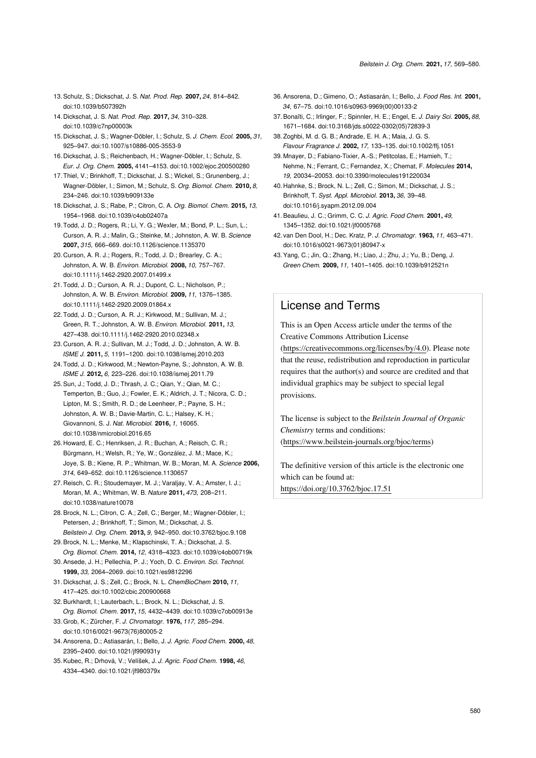13. Schulz, S.; Dickschat, J. S. *Nat. Prod. Rep.* **2007,** *24,* 814–842. doi:10.1039/b507392h
14. Dickschat, J. S. *Nat. Prod. Rep.* **2017,** *34,* 310–328. doi:10.1039/c7np00003k
15. Dickschat, J. S.; Wagner-Döbler, I.; Schulz, S. *J. Chem. Ecol.* **2005,** *31,* 925–947. doi:10.1007/s10886-005-3553-9
16. Dickschat, J. S.; Reichenbach, H.; Wagner-Döbler, I.; Schulz, S. *Eur. J. Org. Chem.* **2005,** 4141–4153. doi:10.1002/ejoc.200500280
17. Thiel, V.; Brinkhoff, T.; Dickschat, J. S.; Wickel, S.; Grunenberg, J.; Wagner-Döbler, I.; Simon, M.; Schulz, S. *Org. Biomol. Chem.* **2010,** *8,* 234–246. doi:10.1039/b909133e
18. Dickschat, J. S.; Rabe, P.; Citron, C. A. *Org. Biomol. Chem.* **2015,** *13,* 1954–1968. doi:10.1039/c4ob02407a
19. Todd, J. D.; Rogers, R.; Li, Y. G.; Wexler, M.; Bond, P. L.; Sun, L.; Curson, A. R. J.; Malin, G.; Steinke, M.; Johnston, A. W. B. *Science* **2007,** *315,* 666–669. doi:10.1126/science.1135370
20. Curson, A. R. J.; Rogers, R.; Todd, J. D.; Brearley, C. A.; Johnston, A. W. B. *Environ. Microbiol.* **2008,** *10,* 757–767. doi:10.1111/j.1462-2920.2007.01499.x
21. Todd, J. D.; Curson, A. R. J.; Dupont, C. L.; Nicholson, P.; Johnston, A. W. B. *Environ. Microbiol.* **2009,** *11,* 1376–1385. doi:10.1111/j.1462-2920.2009.01864.x
22. Todd, J. D.; Curson, A. R. J.; Kirkwood, M.; Sullivan, M. J.; Green, R. T.; Johnston, A. W. B. *Environ. Microbiol.* **2011,** *13,* 427–438. doi:10.1111/j.1462-2920.2010.02348.x
23. Curson, A. R. J.; Sullivan, M. J.; Todd, J. D.; Johnston, A. W. B. *ISME J.* **2011,** *5,* 1191–1200. doi:10.1038/ismej.2010.203
24. Todd, J. D.; Kirkwood, M.; Newton-Payne, S.; Johnston, A. W. B. *ISME J.* **2012,** *6,* 223–226. doi:10.1038/ismej.2011.79
25. Sun, J.; Todd, J. D.; Thrash, J. C.; Qian, Y.; Qian, M. C.; Temperton, B.; Guo, J.; Fowler, E. K.; Aldrich, J. T.; Nicora, C. D.; Lipton, M. S.; Smith, R. D.; de Leenheer, P.; Payne, S. H.; Johnston, A. W. B.; Davie-Martin, C. L.; Halsey, K. H.; Giovannoni, S. J. *Nat. Microbiol.* **2016,** *1,* 16065. doi:10.1038/nmicrobiol.2016.65
26. Howard, E. C.; Henriksen, J. R.; Buchan, A.; Reisch, C. R.; Bürgmann, H.; Welsh, R.; Ye, W.; González, J. M.; Mace, K.; Joye, S. B.; Kiene, R. P.; Whitman, W. B.; Moran, M. A. *Science* **2006,** *314,* 649–652. doi:10.1126/science.1130657
27. Reisch, C. R.; Stoudemayer, M. J.; Varaljay, V. A.; Amster, I. J.; Moran, M. A.; Whitman, W. B. *Nature* **2011,** *473,* 208–211. doi:10.1038/nature10078
28. Brock, N. L.; Citron, C. A.; Zell, C.; Berger, M.; Wagner-Döbler, I.; Petersen, J.; Brinkhoff, T.; Simon, M.; Dickschat, J. S. *Beilstein J. Org. Chem.* **2013,** *9,* 942–950. doi:10.3762/bjoc.9.108
29. Brock, N. L.; Menke, M.; Klapschinski, T. A.; Dickschat, J. S. *Org. Biomol. Chem.* **2014,** *12,* 4318–4323. doi:10.1039/c4ob00719k
30. Ansede, J. H.; Pellechia, P. J.; Yoch, D. C. *Environ. Sci. Technol.* **1999,** *33,* 2064–2069. doi:10.1021/es9812296
31. Dickschat, J. S.; Zell, C.; Brock, N. L. *ChemBioChem* **2010,** *11,* 417–425. doi:10.1002/cbic.200900668
32. Burkhardt, I.; Lauterbach, L.; Brock, N. L.; Dickschat, J. S. *Org. Biomol. Chem.* **2017,** *15,* 4432–4439. doi:10.1039/c7ob00913e
33. Grob, K.; Zürcher, F. *J. Chromatogr.* **1976,** *117,* 285–294. doi:10.1016/0021-9673(76)80005-2
34. Ansorena, D.; Astiasarán, I.; Bello, J. *J. Agric. Food Chem.* **2000,** *48,* 2395–2400. doi:10.1021/jf990931y
35. Kubec, R.; Drhová, V.; Velíšek, J. *J. Agric. Food Chem.* **1998,** *46,* 4334–4340. doi:10.1021/jf980379x
36. Ansorena, D.; Gimeno, O.; Astiasarán, I.; Bello, J. *Food Res. Int.* **2001,** *34,* 67–75. doi:10.1016/s0963-9969(00)00133-2
37. Bonaïti, C.; Irlinger, F.; Spinnler, H. E.; Engel, E. *J. Dairy Sci.* **2005,** *88,* 1671–1684. doi:10.3168/jds.s0022-0302(05)72839-3
38. Zoghbi, M. d. G. B.; Andrade, E. H. A.; Maia, J. G. S. *Flavour Fragrance J.* **2002,** *17,* 133–135. doi:10.1002/ffj.1051
39. Mnayer, D.; Fabiano-Tixier, A.-S.; Petitcolas, E.; Hamieh, T.; Nehme, N.; Ferrant, C.; Fernandez, X.; Chemat, F. *Molecules* **2014,** *19,* 20034–20053. doi:10.3390/molecules191220034
40. Hahnke, S.; Brock, N. L.; Zell, C.; Simon, M.; Dickschat, J. S.; Brinkhoff, T. *Syst. Appl. Microbiol.* **2013,** *36,* 39–48. doi:10.1016/j.syapm.2012.09.004
41. Beaulieu, J. C.; Grimm, C. C. *J. Agric. Food Chem.* **2001,** *49,* 1345–1352. doi:10.1021/jf0005768
42. van Den Dool, H.; Dec. Kratz, P. *J. Chromatogr.* **1963,** *11,* 463–471. doi:10.1016/s0021-9673(01)80947-x
43. Yang, C.; Jin, Q.; Zhang, H.; Liao, J.; Zhu, J.; Yu, B.; Deng, J. *Green Chem.* **2009,** *11,* 1401–1405. doi:10.1039/b912521n

## License and Terms

This is an Open Access article under the terms of the Creative Commons Attribution License (https://creativecommons.org/licenses/by/4.0). Please note that the reuse, redistribution and reproduction in particular requires that the author(s) and source are credited and that individual graphics may be subject to special legal provisions.

The license is subject to the *Beilstein Journal of Organic Chemistry* terms and conditions: (https://www.beilstein-journals.org/bjoc/terms)

The definitive version of this article is the electronic one which can be found at:
https://doi.org/10.3762/bjoc.17.51